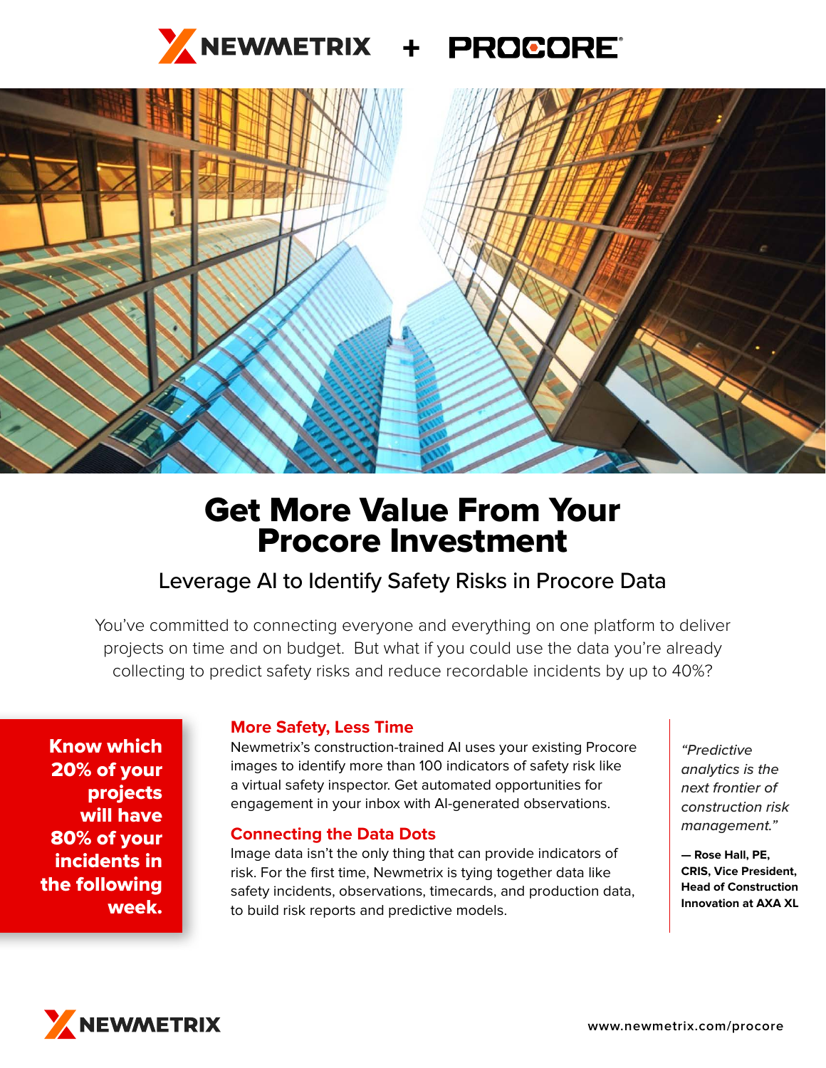NEWMETRIX + PROCORE

# Get More Value From Your Procore Investment

## Leverage AI to Identify Safety Risks in Procore Data

You've committed to connecting everyone and everything on one platform to deliver projects on time and on budget. But what if you could use the data you're already collecting to predict safety risks and reduce recordable incidents by up to 40%?

**Know which 20% of your projects will have 80% of your incidents in the following week.**

### More Safety, Less Time

Newmetrix's construction-trained AI uses your existing Procore images to identify more than 100 indicators of safety risk like a virtual safety inspector. Get automated opportunities for engagement in your inbox with AI-generated observations.

### Connecting the Data Dots

Image data isn't the only thing that can provide indicators of risk. For the first time, Newmetrix is tying together data like safety incidents, observations, timecards, and production data, to build risk reports and predictive models.

*"Predictive analytics is the next frontier of construction risk management."*

**— Rose Hall, PE, CRIS, Vice President, Head of Construction Innovation at AXA XL**

NEWMETRIX

www.newmetrix.com/procore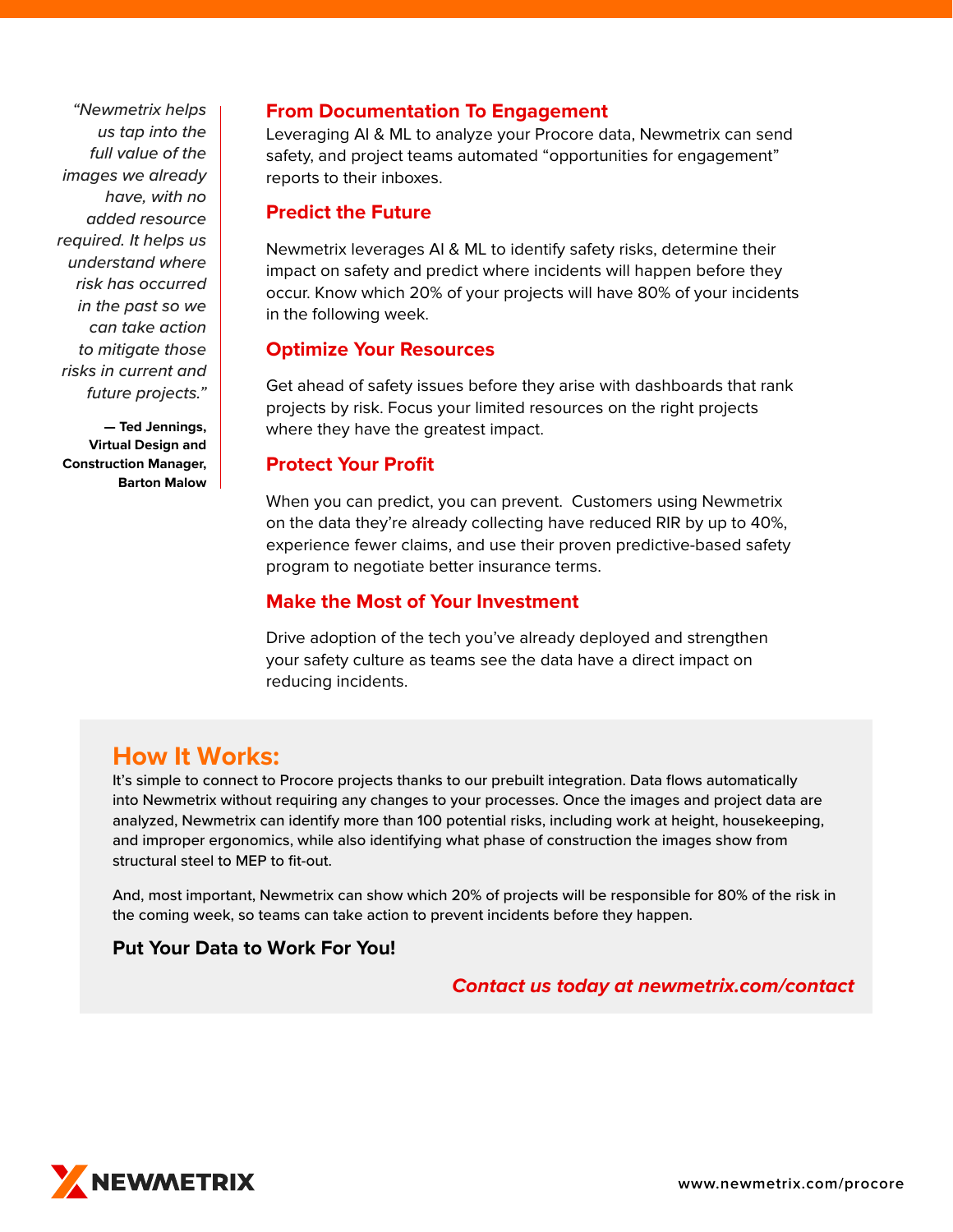*"Newmetrix helps us tap into the full value of the images we already have, with no added resource required. It helps us understand where risk has occurred in the past so we can take action to mitigate those risks in current and future projects."*

**— Ted Jennings, Virtual Design and Construction Manager, Barton Malow**

## From Documentation To Engagement

Leveraging AI & ML to analyze your Procore data, Newmetrix can send safety, and project teams automated "opportunities for engagement" reports to their inboxes.

## Predict the Future

Newmetrix leverages AI & ML to identify safety risks, determine their impact on safety and predict where incidents will happen before they occur. Know which 20% of your projects will have 80% of your incidents in the following week.

## Optimize Your Resources

Get ahead of safety issues before they arise with dashboards that rank projects by risk. Focus your limited resources on the right projects where they have the greatest impact.

## Protect Your Profit

When you can predict, you can prevent. Customers using Newmetrix on the data they're already collecting have reduced RIR by up to 40%, experience fewer claims, and use their proven predictive-based safety program to negotiate better insurance terms.

## Make the Most of Your Investment

Drive adoption of the tech you've already deployed and strengthen your safety culture as teams see the data have a direct impact on reducing incidents.

## How It Works:

It's simple to connect to Procore projects thanks to our prebuilt integration. Data flows automatically into Newmetrix without requiring any changes to your processes. Once the images and project data are analyzed, Newmetrix can identify more than 100 potential risks, including work at height, housekeeping, and improper ergonomics, while also identifying what phase of construction the images show from structural steel to MEP to fit-out.

And, most important, Newmetrix can show which 20% of projects will be responsible for 80% of the risk in the coming week, so teams can take action to prevent incidents before they happen.

**Put Your Data to Work For You!**

***Contact us today at newmetrix.com/contact***

NEWMETRIX

www.newmetrix.com/procore